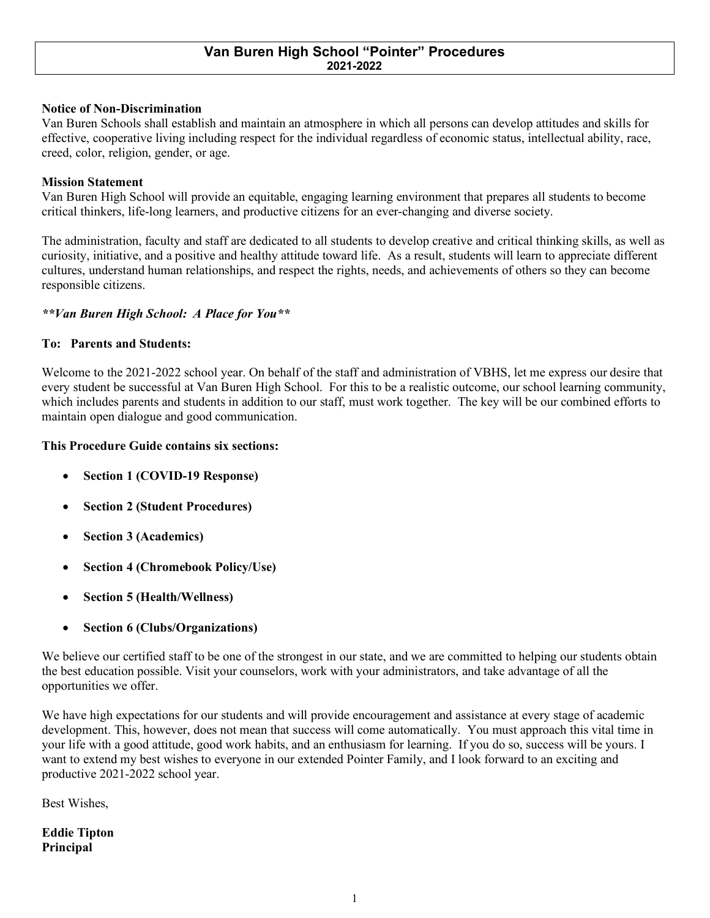# Van Buren High School "Pointer" Procedures
**2021-2022**

**Notice of Non-Discrimination**
Van Buren Schools shall establish and maintain an atmosphere in which all persons can develop attitudes and skills for effective, cooperative living including respect for the individual regardless of economic status, intellectual ability, race, creed, color, religion, gender, or age.

**Mission Statement**
Van Buren High School will provide an equitable, engaging learning environment that prepares all students to become critical thinkers, life-long learners, and productive citizens for an ever-changing and diverse society.

The administration, faculty and staff are dedicated to all students to develop creative and critical thinking skills, as well as curiosity, initiative, and a positive and healthy attitude toward life. As a result, students will learn to appreciate different cultures, understand human relationships, and respect the rights, needs, and achievements of others so they can become responsible citizens.

***\*\*Van Buren High School: A Place for You\*\****

**To: Parents and Students:**

Welcome to the 2021-2022 school year. On behalf of the staff and administration of VBHS, let me express our desire that every student be successful at Van Buren High School. For this to be a realistic outcome, our school learning community, which includes parents and students in addition to our staff, must work together. The key will be our combined efforts to maintain open dialogue and good communication.

**This Procedure Guide contains six sections:**

- **Section 1 (COVID-19 Response)**
- **Section 2 (Student Procedures)**
- **Section 3 (Academics)**
- **Section 4 (Chromebook Policy/Use)**
- **Section 5 (Health/Wellness)**
- **Section 6 (Clubs/Organizations)**

We believe our certified staff to be one of the strongest in our state, and we are committed to helping our students obtain the best education possible. Visit your counselors, work with your administrators, and take advantage of all the opportunities we offer.

We have high expectations for our students and will provide encouragement and assistance at every stage of academic development. This, however, does not mean that success will come automatically. You must approach this vital time in your life with a good attitude, good work habits, and an enthusiasm for learning. If you do so, success will be yours. I want to extend my best wishes to everyone in our extended Pointer Family, and I look forward to an exciting and productive 2021-2022 school year.

Best Wishes,

**Eddie Tipton**
**Principal**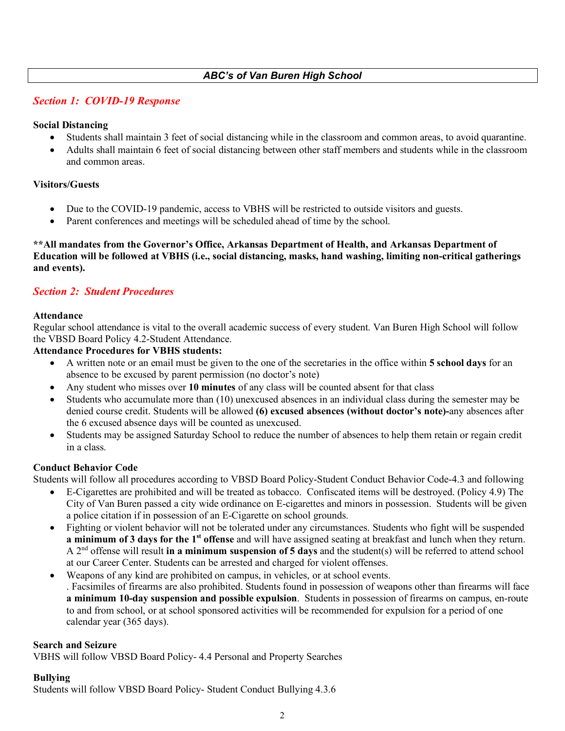# *ABC's of Van Buren High School*

## *Section 1: COVID-19 Response*

**Social Distancing**

- Students shall maintain 3 feet of social distancing while in the classroom and common areas, to avoid quarantine.
- Adults shall maintain 6 feet of social distancing between other staff members and students while in the classroom and common areas.

**Visitors/Guests**

- Due to the COVID-19 pandemic, access to VBHS will be restricted to outside visitors and guests.
- Parent conferences and meetings will be scheduled ahead of time by the school.

****All mandates from the Governor's Office, Arkansas Department of Health, and Arkansas Department of Education will be followed at VBHS (i.e., social distancing, masks, hand washing, limiting non-critical gatherings and events).**

## *Section 2: Student Procedures*

**Attendance**

Regular school attendance is vital to the overall academic success of every student. Van Buren High School will follow the VBSD Board Policy 4.2-Student Attendance.

**Attendance Procedures for VBHS students:**

- A written note or an email must be given to the one of the secretaries in the office within **5 school days** for an absence to be excused by parent permission (no doctor's note)
- Any student who misses over **10 minutes** of any class will be counted absent for that class
- Students who accumulate more than (10) unexcused absences in an individual class during the semester may be denied course credit. Students will be allowed **(6) excused absences (without doctor's note)-**any absences after the 6 excused absence days will be counted as unexcused.
- Students may be assigned Saturday School to reduce the number of absences to help them retain or regain credit in a class.

**Conduct Behavior Code**

Students will follow all procedures according to VBSD Board Policy-Student Conduct Behavior Code-4.3 and following

- E-Cigarettes are prohibited and will be treated as tobacco. Confiscated items will be destroyed. (Policy 4.9) The City of Van Buren passed a city wide ordinance on E-cigarettes and minors in possession. Students will be given a police citation if in possession of an E-Cigarette on school grounds.
- Fighting or violent behavior will not be tolerated under any circumstances. Students who fight will be suspended **a minimum of 3 days for the 1st offense** and will have assigned seating at breakfast and lunch when they return. A 2nd offense will result **in a minimum suspension of 5 days** and the student(s) will be referred to attend school at our Career Center. Students can be arrested and charged for violent offenses.
- Weapons of any kind are prohibited on campus, in vehicles, or at school events.
  . Facsimiles of firearms are also prohibited. Students found in possession of weapons other than firearms will face **a minimum 10-day suspension and possible expulsion**. Students in possession of firearms on campus, en-route to and from school, or at school sponsored activities will be recommended for expulsion for a period of one calendar year (365 days).

**Search and Seizure**

VBHS will follow VBSD Board Policy- 4.4 Personal and Property Searches

**Bullying**

Students will follow VBSD Board Policy- Student Conduct Bullying 4.3.6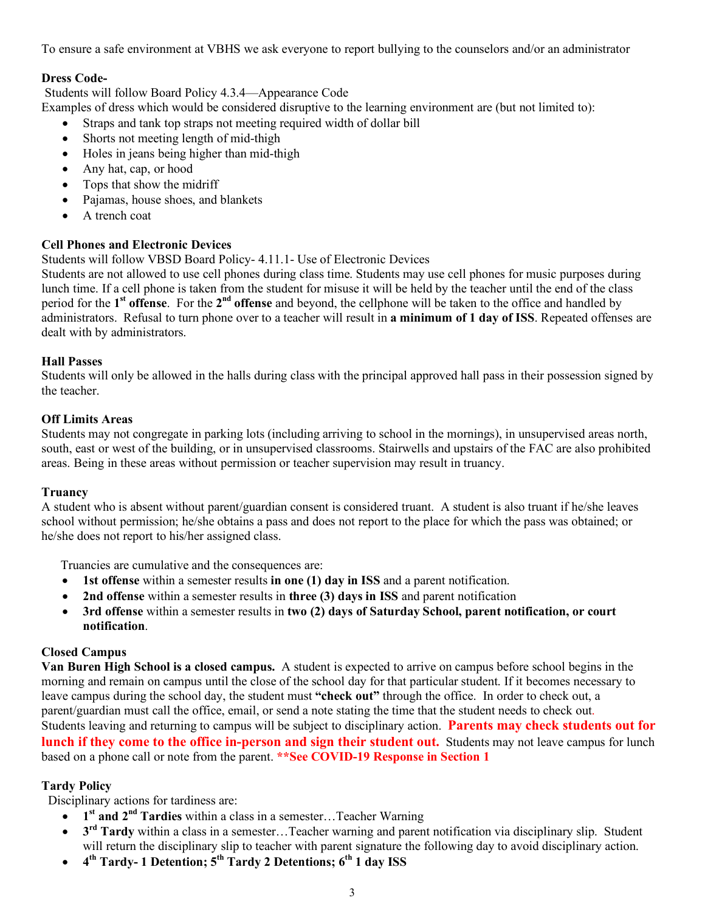To ensure a safe environment at VBHS we ask everyone to report bullying to the counselors and/or an administrator

**Dress Code-**

Students will follow Board Policy 4.3.4—Appearance Code

Examples of dress which would be considered disruptive to the learning environment are (but not limited to):

- Straps and tank top straps not meeting required width of dollar bill
- Shorts not meeting length of mid-thigh
- Holes in jeans being higher than mid-thigh
- Any hat, cap, or hood
- Tops that show the midriff
- Pajamas, house shoes, and blankets
- A trench coat

**Cell Phones and Electronic Devices**

Students will follow VBSD Board Policy- 4.11.1- Use of Electronic Devices

Students are not allowed to use cell phones during class time. Students may use cell phones for music purposes during lunch time. If a cell phone is taken from the student for misuse it will be held by the teacher until the end of the class period for the **1st offense**. For the **2nd offense** and beyond, the cellphone will be taken to the office and handled by administrators. Refusal to turn phone over to a teacher will result in **a minimum of 1 day of ISS**. Repeated offenses are dealt with by administrators.

**Hall Passes**

Students will only be allowed in the halls during class with the principal approved hall pass in their possession signed by the teacher.

**Off Limits Areas**

Students may not congregate in parking lots (including arriving to school in the mornings), in unsupervised areas north, south, east or west of the building, or in unsupervised classrooms. Stairwells and upstairs of the FAC are also prohibited areas. Being in these areas without permission or teacher supervision may result in truancy.

**Truancy**

A student who is absent without parent/guardian consent is considered truant. A student is also truant if he/she leaves school without permission; he/she obtains a pass and does not report to the place for which the pass was obtained; or he/she does not report to his/her assigned class.

Truancies are cumulative and the consequences are:

- **1st offense** within a semester results **in one (1) day in ISS** and a parent notification.
- **2nd offense** within a semester results in **three (3) days in ISS** and parent notification
- **3rd offense** within a semester results in **two (2) days of Saturday School, parent notification, or court notification**.

**Closed Campus**

**Van Buren High School is a closed campus.** A student is expected to arrive on campus before school begins in the morning and remain on campus until the close of the school day for that particular student. If it becomes necessary to leave campus during the school day, the student must **"check out"** through the office. In order to check out, a parent/guardian must call the office, email, or send a note stating the time that the student needs to check out. Students leaving and returning to campus will be subject to disciplinary action. **Parents may check students out for lunch if they come to the office in-person and sign their student out.** Students may not leave campus for lunch based on a phone call or note from the parent. **\*\*See COVID-19 Response in Section 1**

**Tardy Policy**

Disciplinary actions for tardiness are:

- **1st and 2nd Tardies** within a class in a semester…Teacher Warning
- **3rd Tardy** within a class in a semester…Teacher warning and parent notification via disciplinary slip. Student will return the disciplinary slip to teacher with parent signature the following day to avoid disciplinary action.
- **4th Tardy- 1 Detention; 5th Tardy 2 Detentions; 6th 1 day ISS**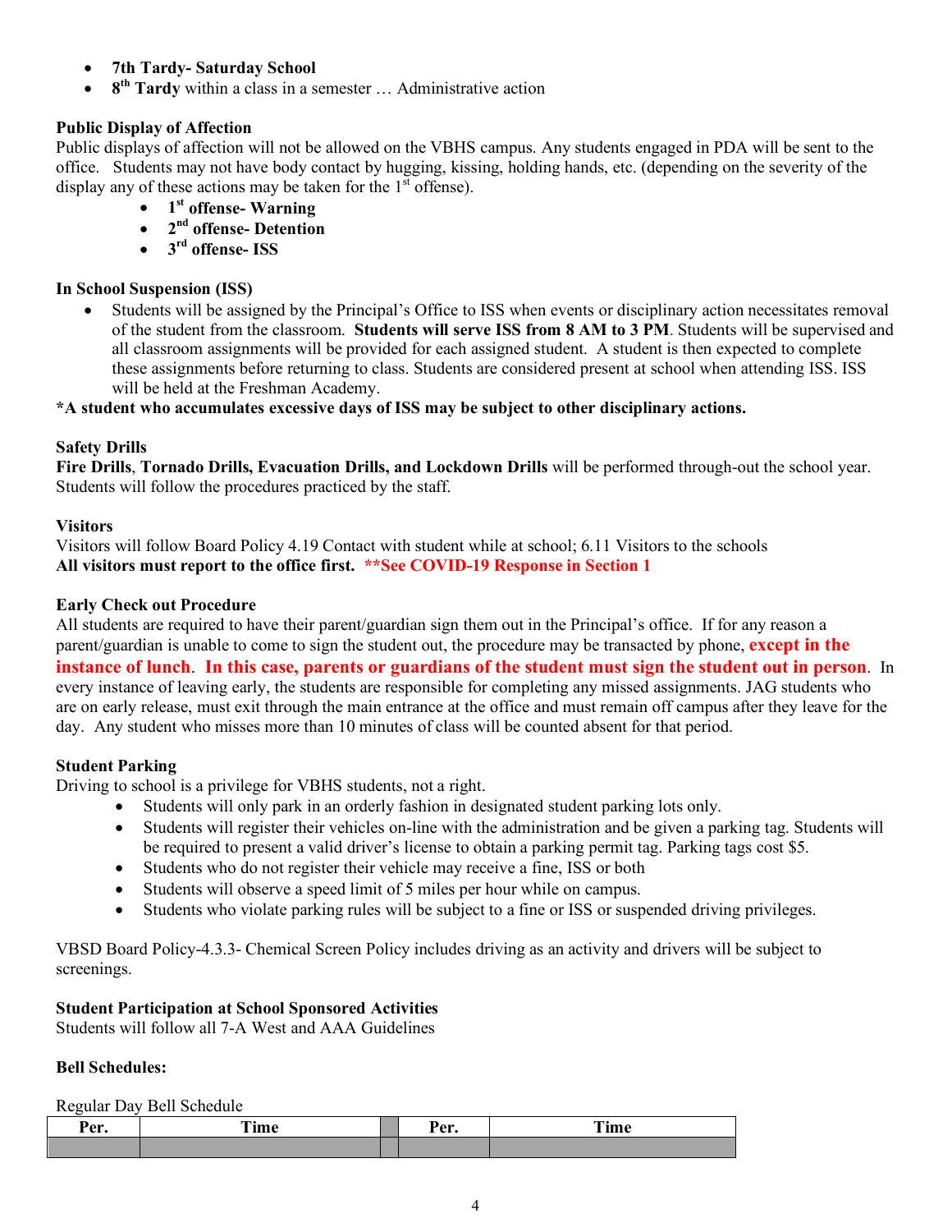- **7th Tardy- Saturday School**
- **8th Tardy** within a class in a semester … Administrative action

**Public Display of Affection**

Public displays of affection will not be allowed on the VBHS campus. Any students engaged in PDA will be sent to the office. Students may not have body contact by hugging, kissing, holding hands, etc. (depending on the severity of the display any of these actions may be taken for the 1st offense).

- **1st offense- Warning**
- **2nd offense- Detention**
- **3rd offense- ISS**

**In School Suspension (ISS)**

- Students will be assigned by the Principal's Office to ISS when events or disciplinary action necessitates removal of the student from the classroom. **Students will serve ISS from 8 AM to 3 PM**. Students will be supervised and all classroom assignments will be provided for each assigned student. A student is then expected to complete these assignments before returning to class. Students are considered present at school when attending ISS. ISS will be held at the Freshman Academy.

**\*A student who accumulates excessive days of ISS may be subject to other disciplinary actions.**

**Safety Drills**

**Fire Drills**, **Tornado Drills, Evacuation Drills, and Lockdown Drills** will be performed through-out the school year. Students will follow the procedures practiced by the staff.

**Visitors**

Visitors will follow Board Policy 4.19 Contact with student while at school; 6.11 Visitors to the schools

**All visitors must report to the office first. \*\*See COVID-19 Response in Section 1**

**Early Check out Procedure**

All students are required to have their parent/guardian sign them out in the Principal's office. If for any reason a parent/guardian is unable to come to sign the student out, the procedure may be transacted by phone, **except in the instance of lunch**. **In this case, parents or guardians of the student must sign the student out in person**. In every instance of leaving early, the students are responsible for completing any missed assignments. JAG students who are on early release, must exit through the main entrance at the office and must remain off campus after they leave for the day. Any student who misses more than 10 minutes of class will be counted absent for that period.

**Student Parking**

Driving to school is a privilege for VBHS students, not a right.

- Students will only park in an orderly fashion in designated student parking lots only.
- Students will register their vehicles on-line with the administration and be given a parking tag. Students will be required to present a valid driver's license to obtain a parking permit tag. Parking tags cost $5.
- Students who do not register their vehicle may receive a fine, ISS or both
- Students will observe a speed limit of 5 miles per hour while on campus.
- Students who violate parking rules will be subject to a fine or ISS or suspended driving privileges.

VBSD Board Policy-4.3.3- Chemical Screen Policy includes driving as an activity and drivers will be subject to screenings.

**Student Participation at School Sponsored Activities**

Students will follow all 7-A West and AAA Guidelines

**Bell Schedules:**

Regular Day Bell Schedule

| Per. | Time | | Per. | Time |
|---|---|---|---|---|
| | | | | |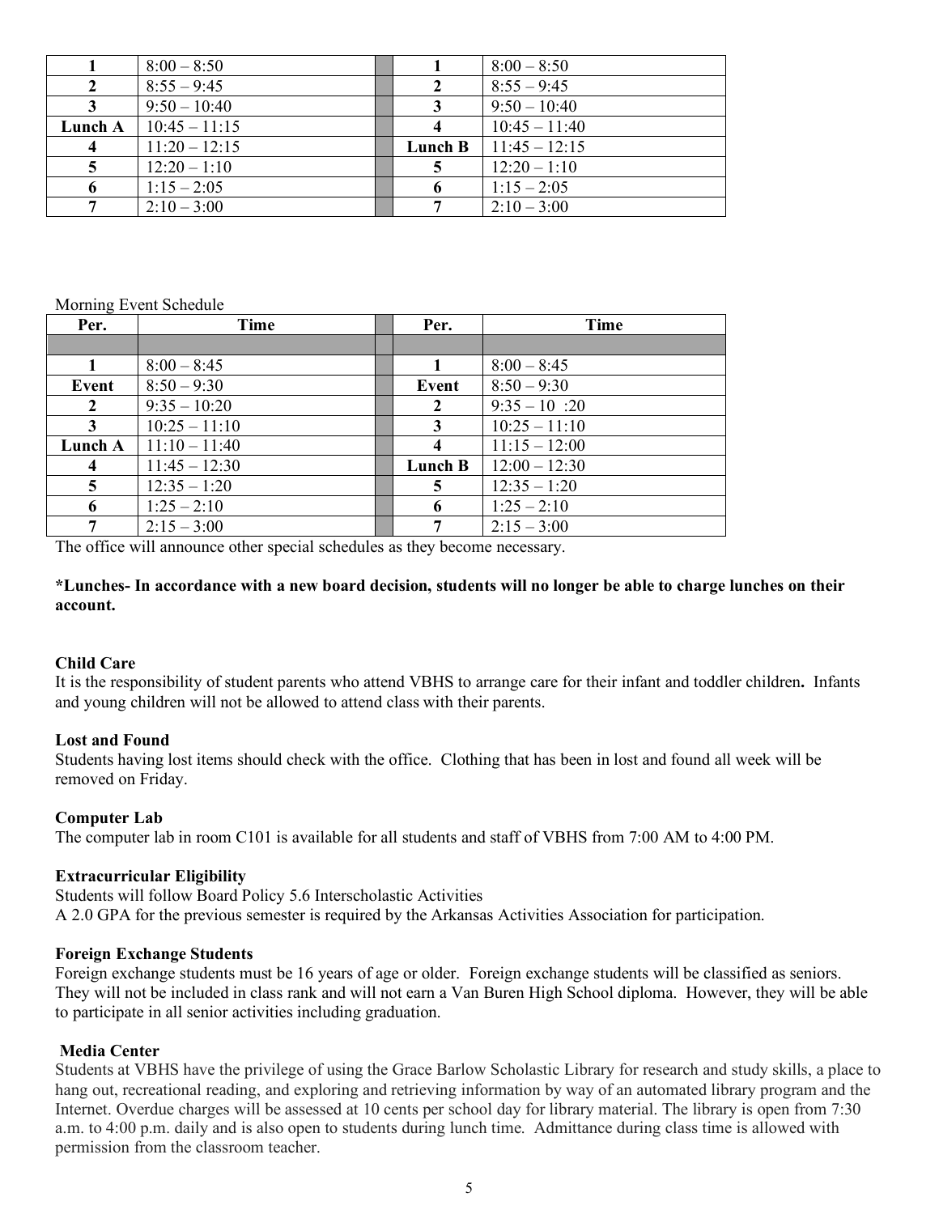| | | | | |
|---|---|---|---|---|
| **1** | 8:00 – 8:50 | | **1** | 8:00 – 8:50 |
| **2** | 8:55 – 9:45 | | **2** | 8:55 – 9:45 |
| **3** | 9:50 – 10:40 | | **3** | 9:50 – 10:40 |
| **Lunch A** | 10:45 – 11:15 | | **4** | 10:45 – 11:40 |
| **4** | 11:20 – 12:15 | | **Lunch B** | 11:45 – 12:15 |
| **5** | 12:20 – 1:10 | | **5** | 12:20 – 1:10 |
| **6** | 1:15 – 2:05 | | **6** | 1:15 – 2:05 |
| **7** | 2:10 – 3:00 | | **7** | 2:10 – 3:00 |

Morning Event Schedule

| Per. | Time | | Per. | Time |
|---|---|---|---|---|
| | | | | |
| **1** | 8:00 – 8:45 | | **1** | 8:00 – 8:45 |
| **Event** | 8:50 – 9:30 | | **Event** | 8:50 – 9:30 |
| **2** | 9:35 – 10:20 | | **2** | 9:35 – 10 :20 |
| **3** | 10:25 – 11:10 | | **3** | 10:25 – 11:10 |
| **Lunch A** | 11:10 – 11:40 | | **4** | 11:15 – 12:00 |
| **4** | 11:45 – 12:30 | | **Lunch B** | 12:00 – 12:30 |
| **5** | 12:35 – 1:20 | | **5** | 12:35 – 1:20 |
| **6** | 1:25 – 2:10 | | **6** | 1:25 – 2:10 |
| **7** | 2:15 – 3:00 | | **7** | 2:15 – 3:00 |

The office will announce other special schedules as they become necessary.

**\*Lunches- In accordance with a new board decision, students will no longer be able to charge lunches on their account.**

**Child Care**

It is the responsibility of student parents who attend VBHS to arrange care for their infant and toddler children**.** Infants and young children will not be allowed to attend class with their parents.

**Lost and Found**

Students having lost items should check with the office. Clothing that has been in lost and found all week will be removed on Friday.

**Computer Lab**

The computer lab in room C101 is available for all students and staff of VBHS from 7:00 AM to 4:00 PM.

**Extracurricular Eligibility**

Students will follow Board Policy 5.6 Interscholastic Activities

A 2.0 GPA for the previous semester is required by the Arkansas Activities Association for participation.

**Foreign Exchange Students**

Foreign exchange students must be 16 years of age or older. Foreign exchange students will be classified as seniors. They will not be included in class rank and will not earn a Van Buren High School diploma. However, they will be able to participate in all senior activities including graduation.

**Media Center**

Students at VBHS have the privilege of using the Grace Barlow Scholastic Library for research and study skills, a place to hang out, recreational reading, and exploring and retrieving information by way of an automated library program and the Internet. Overdue charges will be assessed at 10 cents per school day for library material. The library is open from 7:30 a.m. to 4:00 p.m. daily and is also open to students during lunch time. Admittance during class time is allowed with permission from the classroom teacher.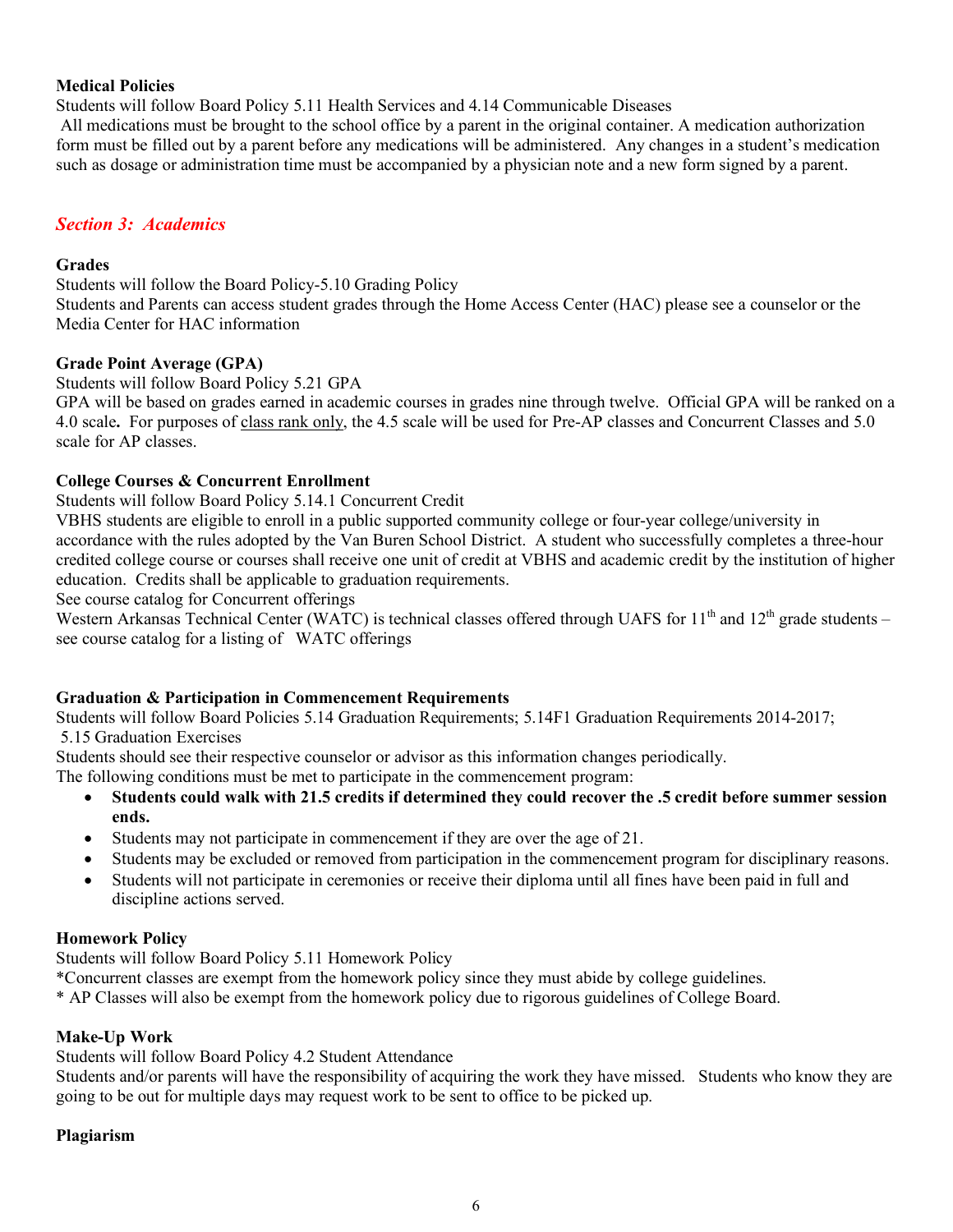**Medical Policies**

Students will follow Board Policy 5.11 Health Services and 4.14 Communicable Diseases

All medications must be brought to the school office by a parent in the original container. A medication authorization form must be filled out by a parent before any medications will be administered. Any changes in a student's medication such as dosage or administration time must be accompanied by a physician note and a new form signed by a parent.

## *Section 3: Academics*

**Grades**

Students will follow the Board Policy-5.10 Grading Policy

Students and Parents can access student grades through the Home Access Center (HAC) please see a counselor or the Media Center for HAC information

**Grade Point Average (GPA)**

Students will follow Board Policy 5.21 GPA

GPA will be based on grades earned in academic courses in grades nine through twelve. Official GPA will be ranked on a 4.0 scale**.** For purposes of <u>class rank only</u>, the 4.5 scale will be used for Pre-AP classes and Concurrent Classes and 5.0 scale for AP classes.

**College Courses & Concurrent Enrollment**

Students will follow Board Policy 5.14.1 Concurrent Credit

VBHS students are eligible to enroll in a public supported community college or four-year college/university in accordance with the rules adopted by the Van Buren School District. A student who successfully completes a three-hour credited college course or courses shall receive one unit of credit at VBHS and academic credit by the institution of higher education. Credits shall be applicable to graduation requirements.

See course catalog for Concurrent offerings

Western Arkansas Technical Center (WATC) is technical classes offered through UAFS for 11th and 12th grade students – see course catalog for a listing of WATC offerings

**Graduation & Participation in Commencement Requirements**

Students will follow Board Policies 5.14 Graduation Requirements; 5.14F1 Graduation Requirements 2014-2017; 5.15 Graduation Exercises

Students should see their respective counselor or advisor as this information changes periodically.

The following conditions must be met to participate in the commencement program:

- **Students could walk with 21.5 credits if determined they could recover the .5 credit before summer session ends.**
- Students may not participate in commencement if they are over the age of 21.
- Students may be excluded or removed from participation in the commencement program for disciplinary reasons.
- Students will not participate in ceremonies or receive their diploma until all fines have been paid in full and discipline actions served.

**Homework Policy**

Students will follow Board Policy 5.11 Homework Policy

*Concurrent classes are exempt from the homework policy since they must abide by college guidelines.

* AP Classes will also be exempt from the homework policy due to rigorous guidelines of College Board.

**Make-Up Work**

Students will follow Board Policy 4.2 Student Attendance

Students and/or parents will have the responsibility of acquiring the work they have missed. Students who know they are going to be out for multiple days may request work to be sent to office to be picked up.

**Plagiarism**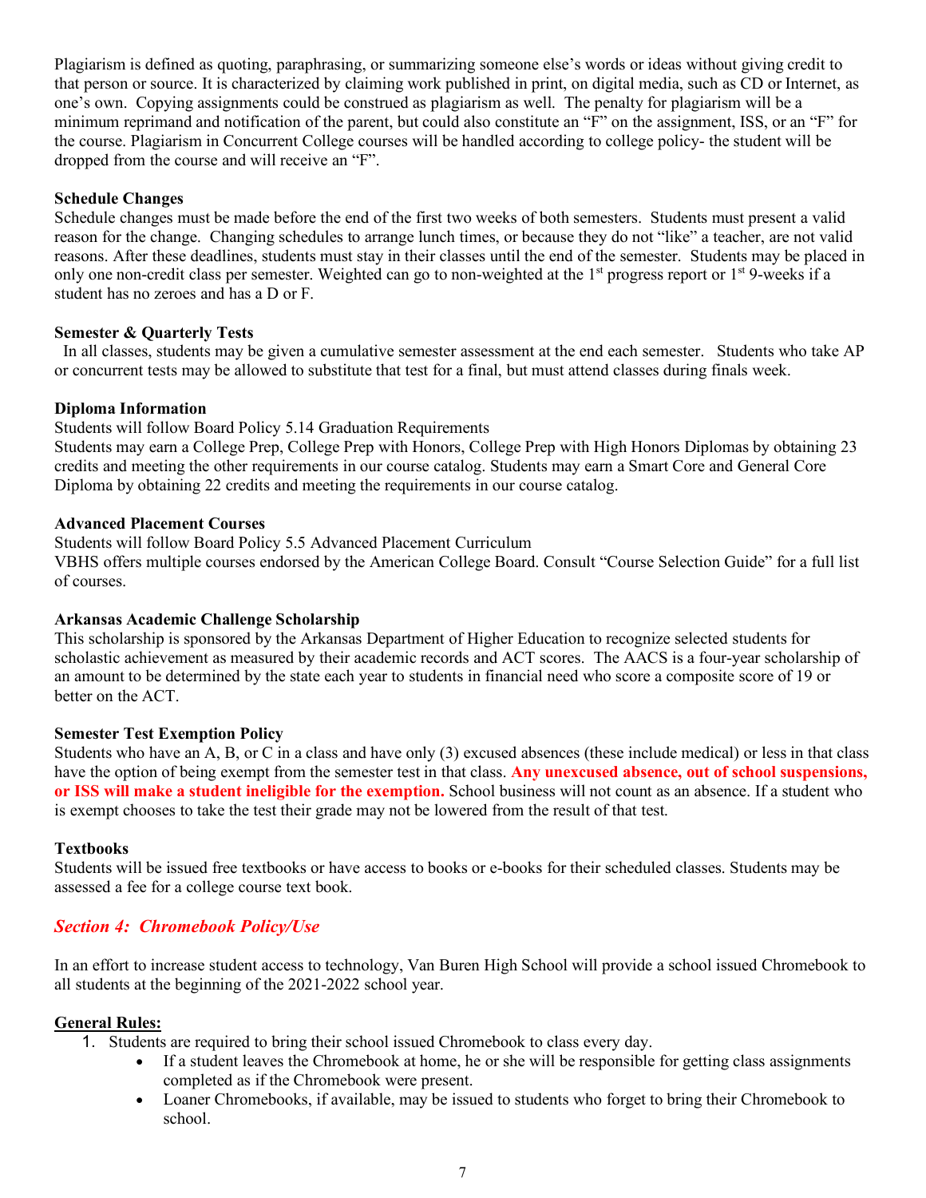Plagiarism is defined as quoting, paraphrasing, or summarizing someone else's words or ideas without giving credit to that person or source. It is characterized by claiming work published in print, on digital media, such as CD or Internet, as one's own. Copying assignments could be construed as plagiarism as well. The penalty for plagiarism will be a minimum reprimand and notification of the parent, but could also constitute an "F" on the assignment, ISS, or an "F" for the course. Plagiarism in Concurrent College courses will be handled according to college policy- the student will be dropped from the course and will receive an "F".

**Schedule Changes**

Schedule changes must be made before the end of the first two weeks of both semesters. Students must present a valid reason for the change. Changing schedules to arrange lunch times, or because they do not "like" a teacher, are not valid reasons. After these deadlines, students must stay in their classes until the end of the semester. Students may be placed in only one non-credit class per semester. Weighted can go to non-weighted at the 1st progress report or 1st 9-weeks if a student has no zeroes and has a D or F.

**Semester & Quarterly Tests**

In all classes, students may be given a cumulative semester assessment at the end each semester. Students who take AP or concurrent tests may be allowed to substitute that test for a final, but must attend classes during finals week.

**Diploma Information**

Students will follow Board Policy 5.14 Graduation Requirements

Students may earn a College Prep, College Prep with Honors, College Prep with High Honors Diplomas by obtaining 23 credits and meeting the other requirements in our course catalog. Students may earn a Smart Core and General Core Diploma by obtaining 22 credits and meeting the requirements in our course catalog.

**Advanced Placement Courses**

Students will follow Board Policy 5.5 Advanced Placement Curriculum

VBHS offers multiple courses endorsed by the American College Board. Consult "Course Selection Guide" for a full list of courses.

**Arkansas Academic Challenge Scholarship**

This scholarship is sponsored by the Arkansas Department of Higher Education to recognize selected students for scholastic achievement as measured by their academic records and ACT scores. The AACS is a four-year scholarship of an amount to be determined by the state each year to students in financial need who score a composite score of 19 or better on the ACT.

**Semester Test Exemption Policy**

Students who have an A, B, or C in a class and have only (3) excused absences (these include medical) or less in that class have the option of being exempt from the semester test in that class. **Any unexcused absence, out of school suspensions, or ISS will make a student ineligible for the exemption.** School business will not count as an absence. If a student who is exempt chooses to take the test their grade may not be lowered from the result of that test.

**Textbooks**

Students will be issued free textbooks or have access to books or e-books for their scheduled classes. Students may be assessed a fee for a college course text book.

## *Section 4: Chromebook Policy/Use*

In an effort to increase student access to technology, Van Buren High School will provide a school issued Chromebook to all students at the beginning of the 2021-2022 school year.

**General Rules:**

1. Students are required to bring their school issued Chromebook to class every day.
    - If a student leaves the Chromebook at home, he or she will be responsible for getting class assignments completed as if the Chromebook were present.
    - Loaner Chromebooks, if available, may be issued to students who forget to bring their Chromebook to school.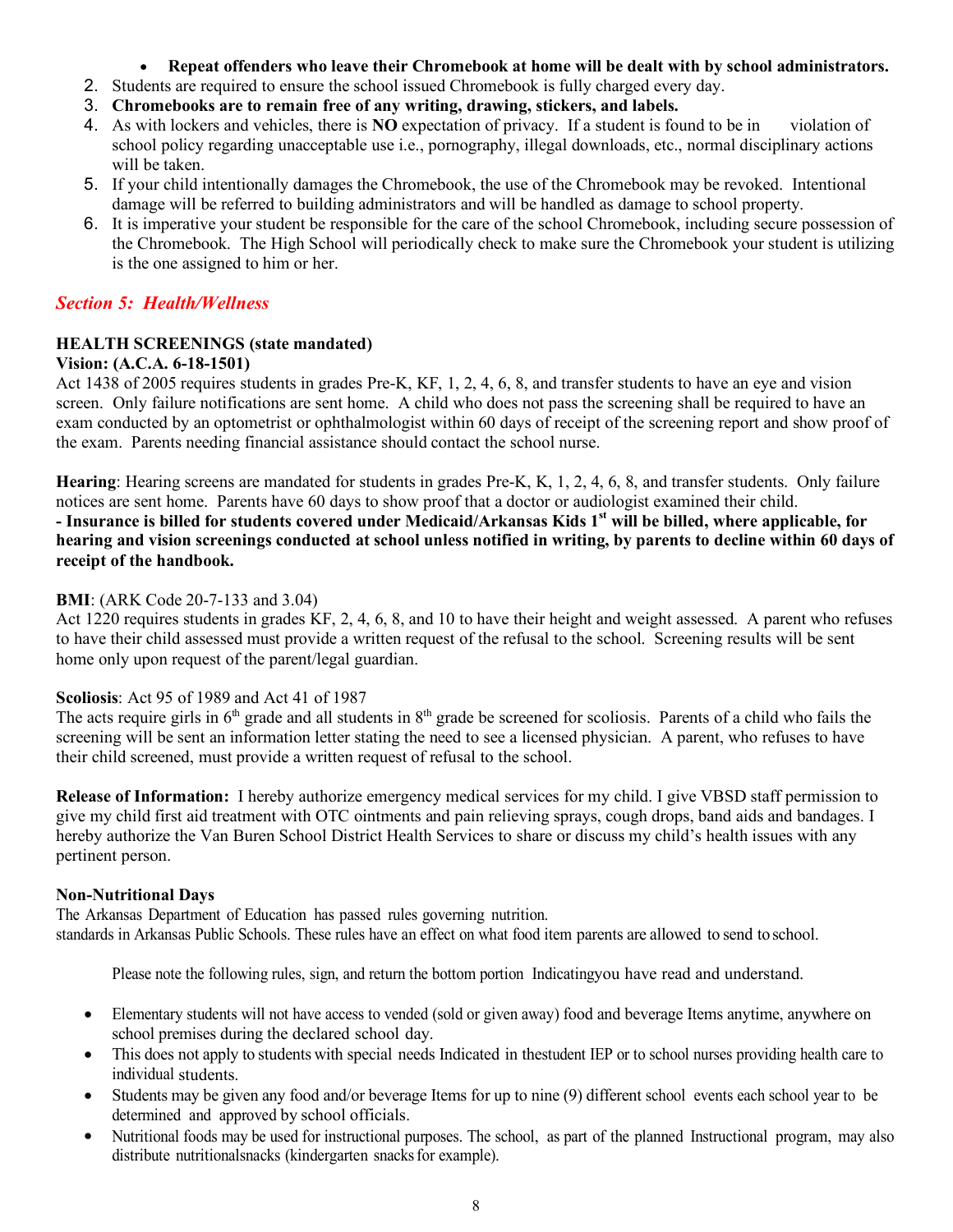- **Repeat offenders who leave their Chromebook at home will be dealt with by school administrators.**

2. Students are required to ensure the school issued Chromebook is fully charged every day.
3. **Chromebooks are to remain free of any writing, drawing, stickers, and labels.**
4. As with lockers and vehicles, there is **NO** expectation of privacy. If a student is found to be in violation of school policy regarding unacceptable use i.e., pornography, illegal downloads, etc., normal disciplinary actions will be taken.
5. If your child intentionally damages the Chromebook, the use of the Chromebook may be revoked. Intentional damage will be referred to building administrators and will be handled as damage to school property.
6. It is imperative your student be responsible for the care of the school Chromebook, including secure possession of the Chromebook. The High School will periodically check to make sure the Chromebook your student is utilizing is the one assigned to him or her.

## *Section 5: Health/Wellness*

### HEALTH SCREENINGS (state mandated)

**Vision: (A.C.A. 6-18-1501)**

Act 1438 of 2005 requires students in grades Pre-K, KF, 1, 2, 4, 6, 8, and transfer students to have an eye and vision screen. Only failure notifications are sent home. A child who does not pass the screening shall be required to have an exam conducted by an optometrist or ophthalmologist within 60 days of receipt of the screening report and show proof of the exam. Parents needing financial assistance should contact the school nurse.

**Hearing**: Hearing screens are mandated for students in grades Pre-K, K, 1, 2, 4, 6, 8, and transfer students. Only failure notices are sent home. Parents have 60 days to show proof that a doctor or audiologist examined their child.

**- Insurance is billed for students covered under Medicaid/Arkansas Kids 1st will be billed, where applicable, for hearing and vision screenings conducted at school unless notified in writing, by parents to decline within 60 days of receipt of the handbook.**

**BMI**: (ARK Code 20-7-133 and 3.04)

Act 1220 requires students in grades KF, 2, 4, 6, 8, and 10 to have their height and weight assessed. A parent who refuses to have their child assessed must provide a written request of the refusal to the school. Screening results will be sent home only upon request of the parent/legal guardian.

**Scoliosis**: Act 95 of 1989 and Act 41 of 1987

The acts require girls in 6th grade and all students in 8th grade be screened for scoliosis. Parents of a child who fails the screening will be sent an information letter stating the need to see a licensed physician. A parent, who refuses to have their child screened, must provide a written request of refusal to the school.

**Release of Information:** I hereby authorize emergency medical services for my child. I give VBSD staff permission to give my child first aid treatment with OTC ointments and pain relieving sprays, cough drops, band aids and bandages. I hereby authorize the Van Buren School District Health Services to share or discuss my child's health issues with any pertinent person.

**Non-Nutritional Days**

The Arkansas Department of Education has passed rules governing nutrition.
standards in Arkansas Public Schools. These rules have an effect on what food item parents are allowed to send to school.

Please note the following rules, sign, and return the bottom portion Indicatingyou have read and understand.

- Elementary students will not have access to vended (sold or given away) food and beverage Items anytime, anywhere on school premises during the declared school day.
- This does not apply to students with special needs Indicated in thestudent IEP or to school nurses providing health care to individual students.
- Students may be given any food and/or beverage Items for up to nine (9) different school events each school year to be determined and approved by school officials.
- Nutritional foods may be used for instructional purposes. The school, as part of the planned Instructional program, may also distribute nutritionalsnacks (kindergarten snacks for example).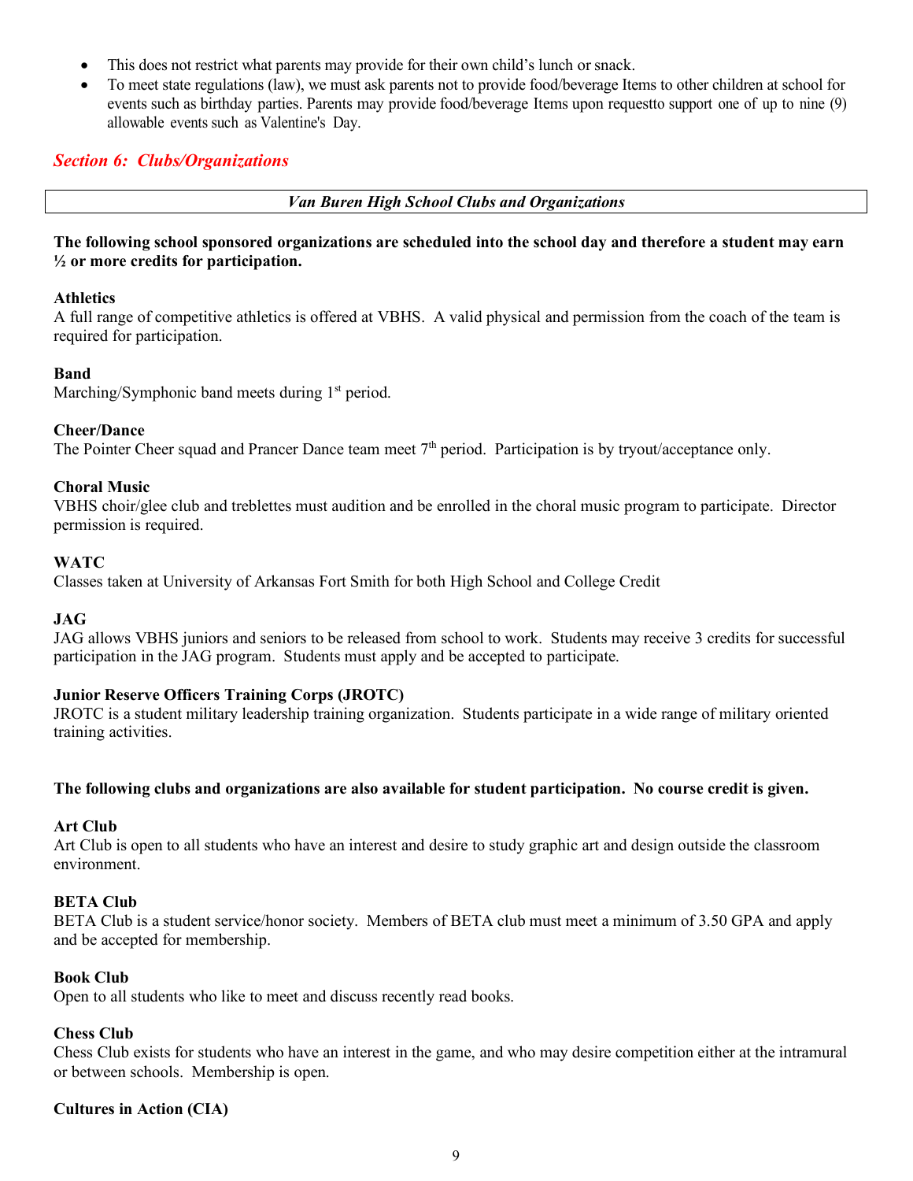- This does not restrict what parents may provide for their own child's lunch or snack.
- To meet state regulations (law), we must ask parents not to provide food/beverage Items to other children at school for events such as birthday parties. Parents may provide food/beverage Items upon requestto support one of up to nine (9) allowable events such as Valentine's Day.

## *Section 6: Clubs/Organizations*

### *Van Buren High School Clubs and Organizations*

**The following school sponsored organizations are scheduled into the school day and therefore a student may earn ½ or more credits for participation.**

**Athletics**
A full range of competitive athletics is offered at VBHS. A valid physical and permission from the coach of the team is required for participation.

**Band**
Marching/Symphonic band meets during 1st period.

**Cheer/Dance**
The Pointer Cheer squad and Prancer Dance team meet 7th period. Participation is by tryout/acceptance only.

**Choral Music**
VBHS choir/glee club and treblettes must audition and be enrolled in the choral music program to participate. Director permission is required.

**WATC**
Classes taken at University of Arkansas Fort Smith for both High School and College Credit

**JAG**
JAG allows VBHS juniors and seniors to be released from school to work. Students may receive 3 credits for successful participation in the JAG program. Students must apply and be accepted to participate.

**Junior Reserve Officers Training Corps (JROTC)**
JROTC is a student military leadership training organization. Students participate in a wide range of military oriented training activities.

**The following clubs and organizations are also available for student participation. No course credit is given.**

**Art Club**
Art Club is open to all students who have an interest and desire to study graphic art and design outside the classroom environment.

**BETA Club**
BETA Club is a student service/honor society. Members of BETA club must meet a minimum of 3.50 GPA and apply and be accepted for membership.

**Book Club**
Open to all students who like to meet and discuss recently read books.

**Chess Club**
Chess Club exists for students who have an interest in the game, and who may desire competition either at the intramural or between schools. Membership is open.

**Cultures in Action (CIA)**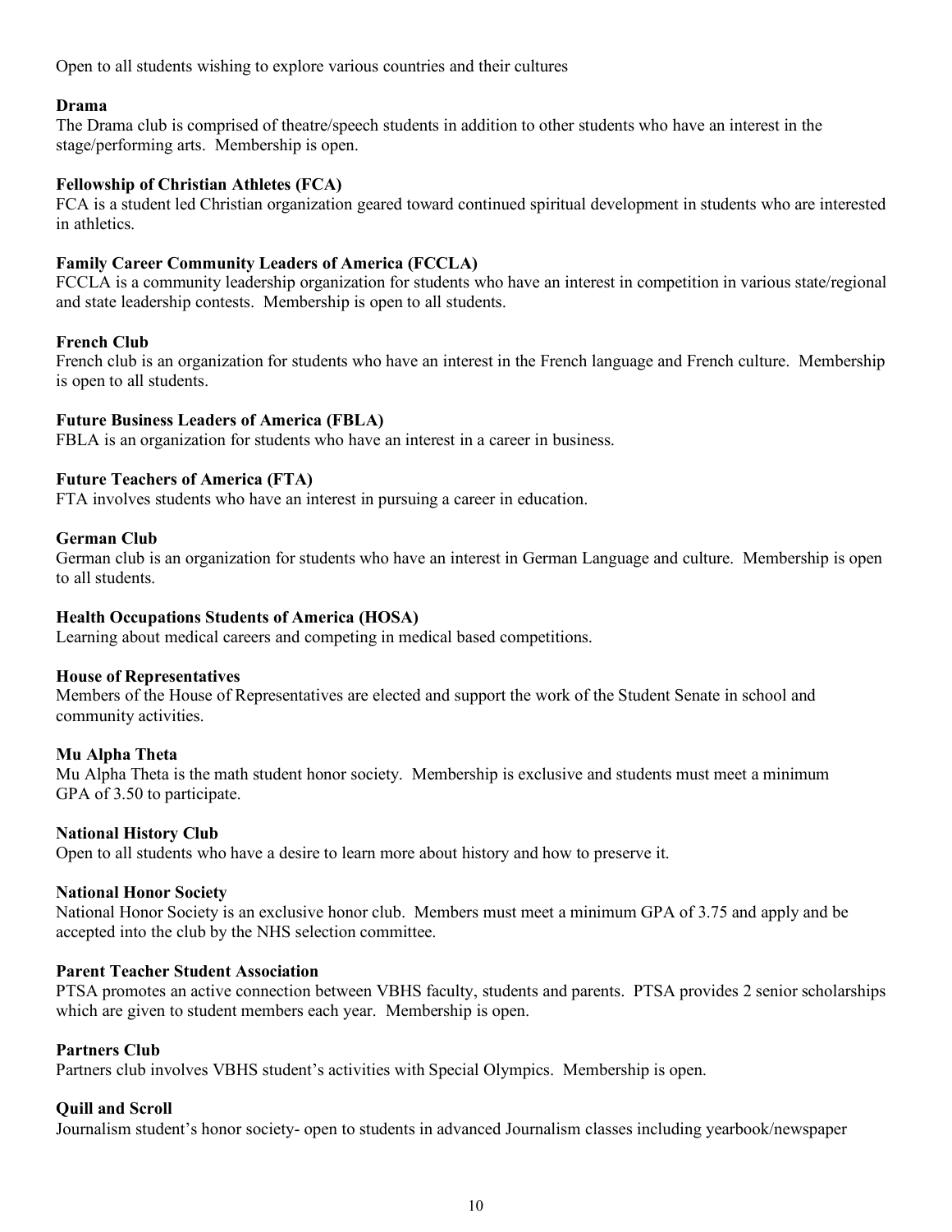Open to all students wishing to explore various countries and their cultures

**Drama**
The Drama club is comprised of theatre/speech students in addition to other students who have an interest in the stage/performing arts. Membership is open.

**Fellowship of Christian Athletes (FCA)**
FCA is a student led Christian organization geared toward continued spiritual development in students who are interested in athletics.

**Family Career Community Leaders of America (FCCLA)**
FCCLA is a community leadership organization for students who have an interest in competition in various state/regional and state leadership contests. Membership is open to all students.

**French Club**
French club is an organization for students who have an interest in the French language and French culture. Membership is open to all students.

**Future Business Leaders of America (FBLA)**
FBLA is an organization for students who have an interest in a career in business.

**Future Teachers of America (FTA)**
FTA involves students who have an interest in pursuing a career in education.

**German Club**
German club is an organization for students who have an interest in German Language and culture. Membership is open to all students.

**Health Occupations Students of America (HOSA)**
Learning about medical careers and competing in medical based competitions.

**House of Representatives**
Members of the House of Representatives are elected and support the work of the Student Senate in school and community activities.

**Mu Alpha Theta**
Mu Alpha Theta is the math student honor society. Membership is exclusive and students must meet a minimum GPA of 3.50 to participate.

**National History Club**
Open to all students who have a desire to learn more about history and how to preserve it.

**National Honor Society**
National Honor Society is an exclusive honor club. Members must meet a minimum GPA of 3.75 and apply and be accepted into the club by the NHS selection committee.

**Parent Teacher Student Association**
PTSA promotes an active connection between VBHS faculty, students and parents. PTSA provides 2 senior scholarships which are given to student members each year. Membership is open.

**Partners Club**
Partners club involves VBHS student's activities with Special Olympics. Membership is open.

**Quill and Scroll**
Journalism student's honor society- open to students in advanced Journalism classes including yearbook/newspaper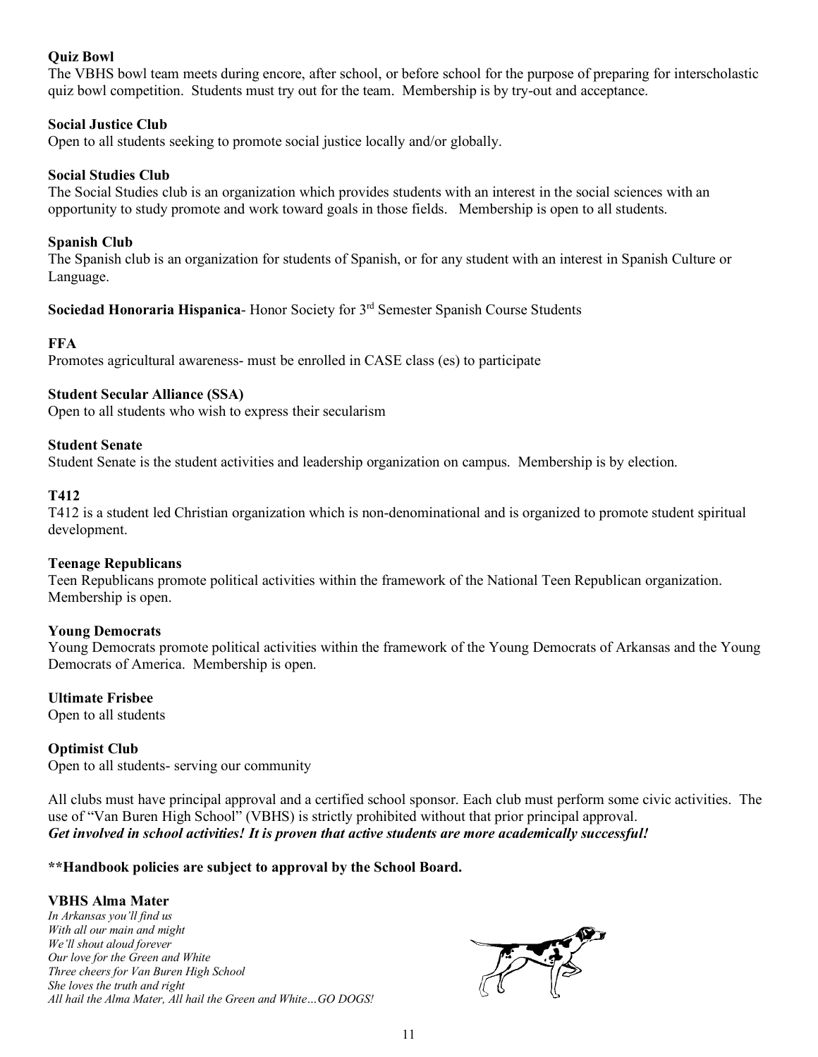**Quiz Bowl**
The VBHS bowl team meets during encore, after school, or before school for the purpose of preparing for interscholastic quiz bowl competition. Students must try out for the team. Membership is by try-out and acceptance.

**Social Justice Club**
Open to all students seeking to promote social justice locally and/or globally.

**Social Studies Club**
The Social Studies club is an organization which provides students with an interest in the social sciences with an opportunity to study promote and work toward goals in those fields. Membership is open to all students.

**Spanish Club**
The Spanish club is an organization for students of Spanish, or for any student with an interest in Spanish Culture or Language.

**Sociedad Honoraria Hispanica**- Honor Society for 3rd Semester Spanish Course Students

**FFA**
Promotes agricultural awareness- must be enrolled in CASE class (es) to participate

**Student Secular Alliance (SSA)**
Open to all students who wish to express their secularism

**Student Senate**
Student Senate is the student activities and leadership organization on campus. Membership is by election.

**T412**
T412 is a student led Christian organization which is non-denominational and is organized to promote student spiritual development.

**Teenage Republicans**
Teen Republicans promote political activities within the framework of the National Teen Republican organization. Membership is open.

**Young Democrats**
Young Democrats promote political activities within the framework of the Young Democrats of Arkansas and the Young Democrats of America. Membership is open.

**Ultimate Frisbee**
Open to all students

**Optimist Club**
Open to all students- serving our community

All clubs must have principal approval and a certified school sponsor. Each club must perform some civic activities. The use of "Van Buren High School" (VBHS) is strictly prohibited without that prior principal approval.
***Get involved in school activities! It is proven that active students are more academically successful!***

**\*\*Handbook policies are subject to approval by the School Board.**

**VBHS Alma Mater**
*In Arkansas you'll find us*
*With all our main and might*
*We'll shout aloud forever*
*Our love for the Green and White*
*Three cheers for Van Buren High School*
*She loves the truth and right*
*All hail the Alma Mater, All hail the Green and White…GO DOGS!*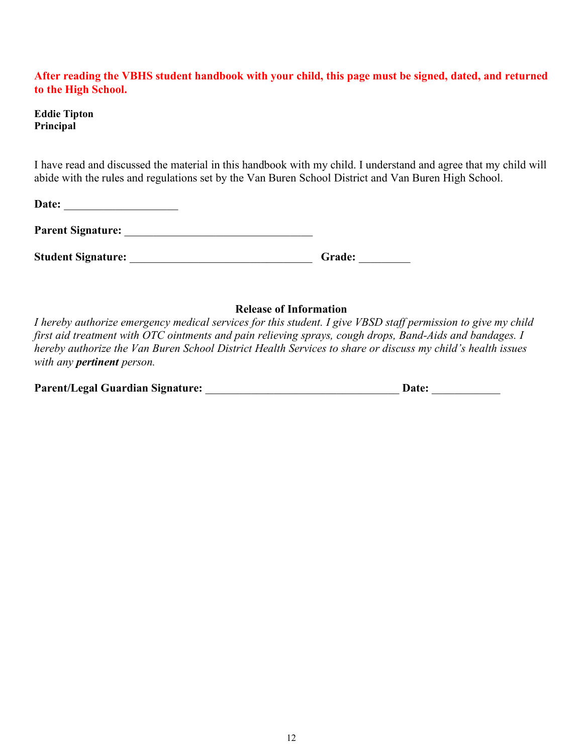**After reading the VBHS student handbook with your child, this page must be signed, dated, and returned to the High School.**

**Eddie Tipton**
**Principal**

I have read and discussed the material in this handbook with my child. I understand and agree that my child will abide with the rules and regulations set by the Van Buren School District and Van Buren High School.

**Date:** ____________________

**Parent Signature:** _________________________________

**Student Signature:** ________________________________ **Grade:** _________

**Release of Information**

*I hereby authorize emergency medical services for this student. I give VBSD staff permission to give my child first aid treatment with OTC ointments and pain relieving sprays, cough drops, Band-Aids and bandages. I hereby authorize the Van Buren School District Health Services to share or discuss my child's health issues with any* ***pertinent*** *person.*

**Parent/Legal Guardian Signature:** _________________________________ **Date:** ____________